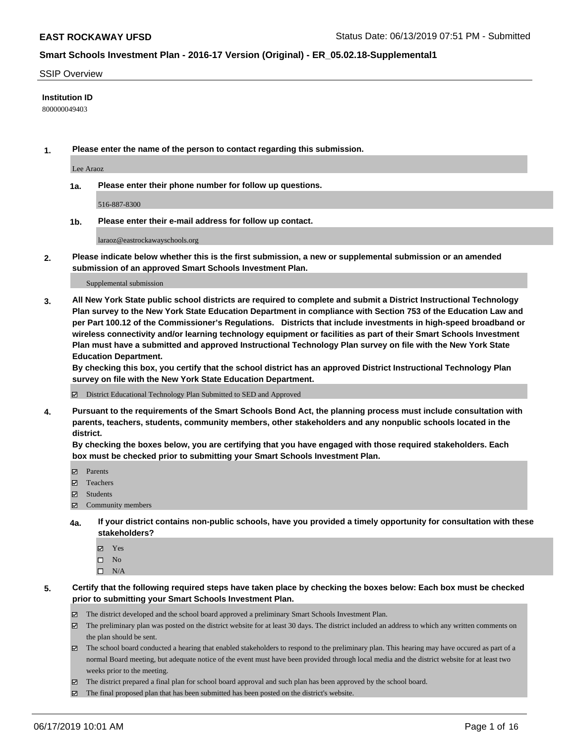# EAST ROCKAWAY UFSD

Status Date: 06/13/2019 07:51 PM - Submitted

## Smart Schools Investment Plan - 2016-17 Version (Original) - ER_05.02.18-Supplemental1

SSIP Overview

**Institution ID**

800000049403

**1. Please enter the name of the person to contact regarding this submission.**

Lee Araoz

**1a. Please enter their phone number for follow up questions.**

516-887-8300

**1b. Please enter their e-mail address for follow up contact.**

laraoz@eastrockawayschools.org

**2. Please indicate below whether this is the first submission, a new or supplemental submission or an amended submission of an approved Smart Schools Investment Plan.**

Supplemental submission

**3. All New York State public school districts are required to complete and submit a District Instructional Technology Plan survey to the New York State Education Department in compliance with Section 753 of the Education Law and per Part 100.12 of the Commissioner's Regulations. Districts that include investments in high-speed broadband or wireless connectivity and/or learning technology equipment or facilities as part of their Smart Schools Investment Plan must have a submitted and approved Instructional Technology Plan survey on file with the New York State Education Department.**
**By checking this box, you certify that the school district has an approved District Instructional Technology Plan survey on file with the New York State Education Department.**

☑ District Educational Technology Plan Submitted to SED and Approved

**4. Pursuant to the requirements of the Smart Schools Bond Act, the planning process must include consultation with parents, teachers, students, community members, other stakeholders and any nonpublic schools located in the district.**
**By checking the boxes below, you are certifying that you have engaged with those required stakeholders. Each box must be checked prior to submitting your Smart Schools Investment Plan.**

- ☑ Parents
- ☑ Teachers
- ☑ Students
- ☑ Community members

**4a. If your district contains non-public schools, have you provided a timely opportunity for consultation with these stakeholders?**

- ☑ Yes
- ☐ No
- ☐ N/A

**5. Certify that the following required steps have taken place by checking the boxes below: Each box must be checked prior to submitting your Smart Schools Investment Plan.**

- ☑ The district developed and the school board approved a preliminary Smart Schools Investment Plan.
- ☑ The preliminary plan was posted on the district website for at least 30 days. The district included an address to which any written comments on the plan should be sent.
- ☑ The school board conducted a hearing that enabled stakeholders to respond to the preliminary plan. This hearing may have occured as part of a normal Board meeting, but adequate notice of the event must have been provided through local media and the district website for at least two weeks prior to the meeting.
- ☑ The district prepared a final plan for school board approval and such plan has been approved by the school board.
- ☑ The final proposed plan that has been submitted has been posted on the district's website.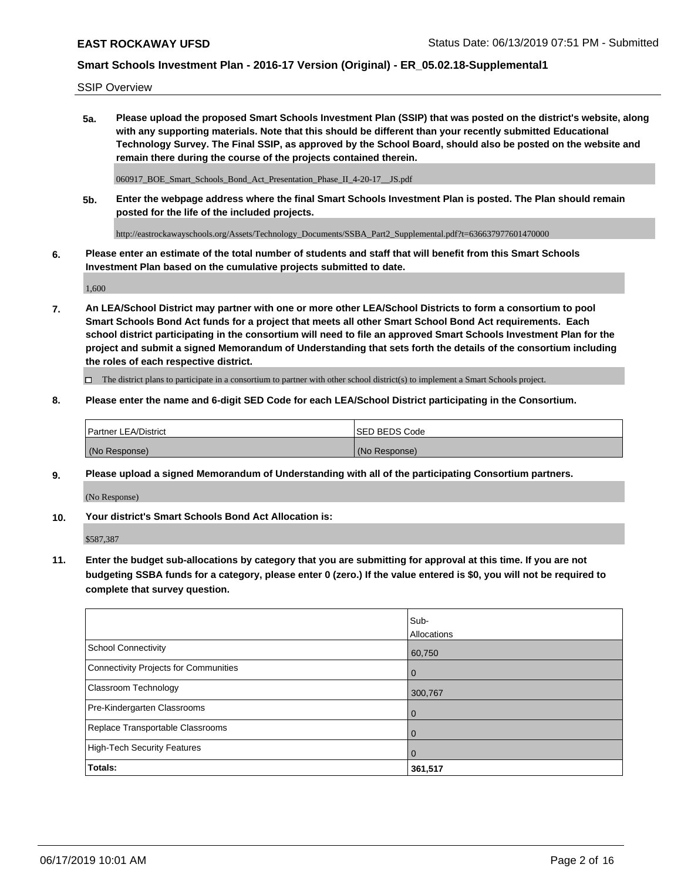SSIP Overview

**5a. Please upload the proposed Smart Schools Investment Plan (SSIP) that was posted on the district's website, along with any supporting materials. Note that this should be different than your recently submitted Educational Technology Survey. The Final SSIP, as approved by the School Board, should also be posted on the website and remain there during the course of the projects contained therein.**

060917_BOE_Smart_Schools_Bond_Act_Presentation_Phase_II_4-20-17__JS.pdf

**5b. Enter the webpage address where the final Smart Schools Investment Plan is posted. The Plan should remain posted for the life of the included projects.**

http://eastrockawayschools.org/Assets/Technology_Documents/SSBA_Part2_Supplemental.pdf?t=636637977601470000

**6. Please enter an estimate of the total number of students and staff that will benefit from this Smart Schools Investment Plan based on the cumulative projects submitted to date.**

1,600

**7. An LEA/School District may partner with one or more other LEA/School Districts to form a consortium to pool Smart Schools Bond Act funds for a project that meets all other Smart School Bond Act requirements. Each school district participating in the consortium will need to file an approved Smart Schools Investment Plan for the project and submit a signed Memorandum of Understanding that sets forth the details of the consortium including the roles of each respective district.**

☐ The district plans to participate in a consortium to partner with other school district(s) to implement a Smart Schools project.

**8. Please enter the name and 6-digit SED Code for each LEA/School District participating in the Consortium.**

| Partner LEA/District | SED BEDS Code |
|---|---|
| (No Response) | (No Response) |

**9. Please upload a signed Memorandum of Understanding with all of the participating Consortium partners.**

(No Response)

**10. Your district's Smart Schools Bond Act Allocation is:**

$587,387

**11. Enter the budget sub-allocations by category that you are submitting for approval at this time. If you are not budgeting SSBA funds for a category, please enter 0 (zero.) If the value entered is $0, you will not be required to complete that survey question.**

| | Sub-Allocations |
|---|---|
| School Connectivity | 60,750 |
| Connectivity Projects for Communities | 0 |
| Classroom Technology | 300,767 |
| Pre-Kindergarten Classrooms | 0 |
| Replace Transportable Classrooms | 0 |
| High-Tech Security Features | 0 |
| **Totals:** | **361,517** |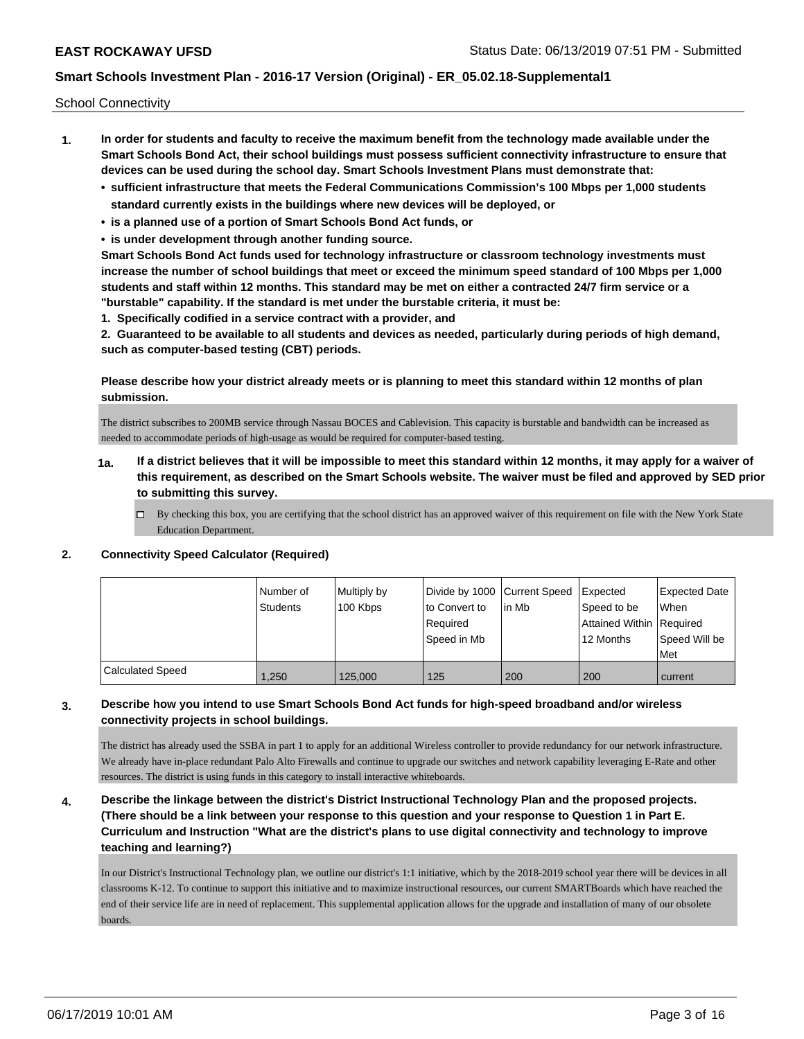School Connectivity

1. **In order for students and faculty to receive the maximum benefit from the technology made available under the Smart Schools Bond Act, their school buildings must possess sufficient connectivity infrastructure to ensure that devices can be used during the school day. Smart Schools Investment Plans must demonstrate that:**
   - **sufficient infrastructure that meets the Federal Communications Commission's 100 Mbps per 1,000 students standard currently exists in the buildings where new devices will be deployed, or**
   - **is a planned use of a portion of Smart Schools Bond Act funds, or**
   - **is under development through another funding source.**

   **Smart Schools Bond Act funds used for technology infrastructure or classroom technology investments must increase the number of school buildings that meet or exceed the minimum speed standard of 100 Mbps per 1,000 students and staff within 12 months. This standard may be met on either a contracted 24/7 firm service or a "burstable" capability. If the standard is met under the burstable criteria, it must be:**

   **1. Specifically codified in a service contract with a provider, and**

   **2. Guaranteed to be available to all students and devices as needed, particularly during periods of high demand, such as computer-based testing (CBT) periods.**

   **Please describe how your district already meets or is planning to meet this standard within 12 months of plan submission.**

   The district subscribes to 200MB service through Nassau BOCES and Cablevision. This capacity is burstable and bandwidth can be increased as needed to accommodate periods of high-usage as would be required for computer-based testing.

   **1a. If a district believes that it will be impossible to meet this standard within 12 months, it may apply for a waiver of this requirement, as described on the Smart Schools website. The waiver must be filed and approved by SED prior to submitting this survey.**

   ☐ By checking this box, you are certifying that the school district has an approved waiver of this requirement on file with the New York State Education Department.

2. **Connectivity Speed Calculator (Required)**

| | Number of Students | Multiply by 100 Kbps | Divide by 1000 to Convert to Required Speed in Mb | Current Speed in Mb | Expected Speed to be Attained Within 12 Months | Expected Date When Required Speed Will be Met |
|---|---|---|---|---|---|---|
| Calculated Speed | 1,250 | 125,000 | 125 | 200 | 200 | current |

3. **Describe how you intend to use Smart Schools Bond Act funds for high-speed broadband and/or wireless connectivity projects in school buildings.**

   The district has already used the SSBA in part 1 to apply for an additional Wireless controller to provide redundancy for our network infrastructure. We already have in-place redundant Palo Alto Firewalls and continue to upgrade our switches and network capability leveraging E-Rate and other resources. The district is using funds in this category to install interactive whiteboards.

4. **Describe the linkage between the district's District Instructional Technology Plan and the proposed projects. (There should be a link between your response to this question and your response to Question 1 in Part E. Curriculum and Instruction "What are the district's plans to use digital connectivity and technology to improve teaching and learning?)**

   In our District's Instructional Technology plan, we outline our district's 1:1 initiative, which by the 2018-2019 school year there will be devices in all classrooms K-12. To continue to support this initiative and to maximize instructional resources, our current SMARTBoards which have reached the end of their service life are in need of replacement. This supplemental application allows for the upgrade and installation of many of our obsolete boards.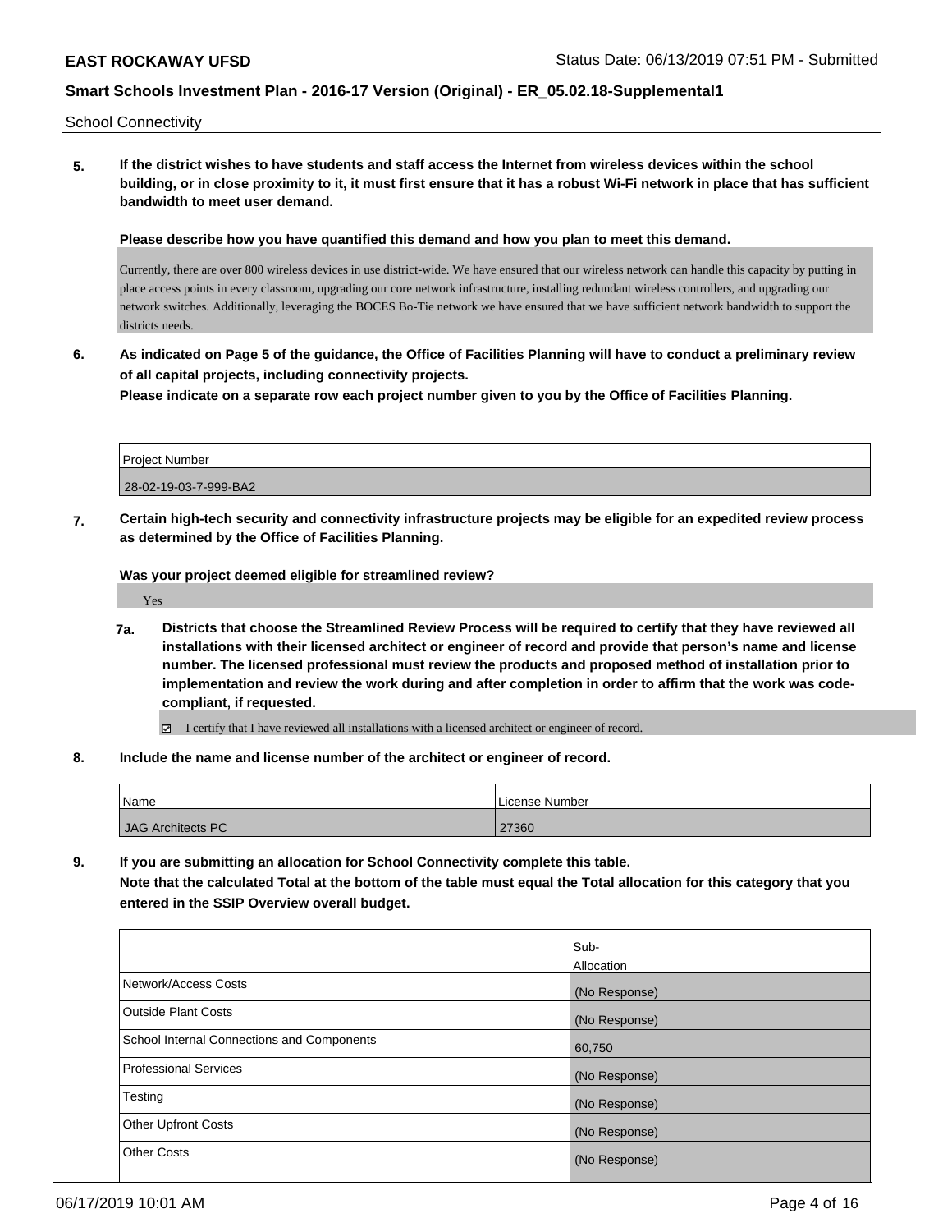School Connectivity

**5. If the district wishes to have students and staff access the Internet from wireless devices within the school building, or in close proximity to it, it must first ensure that it has a robust Wi-Fi network in place that has sufficient bandwidth to meet user demand.**

**Please describe how you have quantified this demand and how you plan to meet this demand.**

Currently, there are over 800 wireless devices in use district-wide. We have ensured that our wireless network can handle this capacity by putting in place access points in every classroom, upgrading our core network infrastructure, installing redundant wireless controllers, and upgrading our network switches. Additionally, leveraging the BOCES Bo-Tie network we have ensured that we have sufficient network bandwidth to support the districts needs.

**6. As indicated on Page 5 of the guidance, the Office of Facilities Planning will have to conduct a preliminary review of all capital projects, including connectivity projects.**

**Please indicate on a separate row each project number given to you by the Office of Facilities Planning.**

| Project Number |
|---|
| 28-02-19-03-7-999-BA2 |

**7. Certain high-tech security and connectivity infrastructure projects may be eligible for an expedited review process as determined by the Office of Facilities Planning.**

**Was your project deemed eligible for streamlined review?**

Yes

**7a. Districts that choose the Streamlined Review Process will be required to certify that they have reviewed all installations with their licensed architect or engineer of record and provide that person's name and license number. The licensed professional must review the products and proposed method of installation prior to implementation and review the work during and after completion in order to affirm that the work was code-compliant, if requested.**

☑ I certify that I have reviewed all installations with a licensed architect or engineer of record.

**8. Include the name and license number of the architect or engineer of record.**

| Name | License Number |
|---|---|
| JAG Architects PC | 27360 |

**9. If you are submitting an allocation for School Connectivity complete this table.**
**Note that the calculated Total at the bottom of the table must equal the Total allocation for this category that you entered in the SSIP Overview overall budget.**

| | Sub-Allocation |
|---|---|
| Network/Access Costs | (No Response) |
| Outside Plant Costs | (No Response) |
| School Internal Connections and Components | 60,750 |
| Professional Services | (No Response) |
| Testing | (No Response) |
| Other Upfront Costs | (No Response) |
| Other Costs | (No Response) |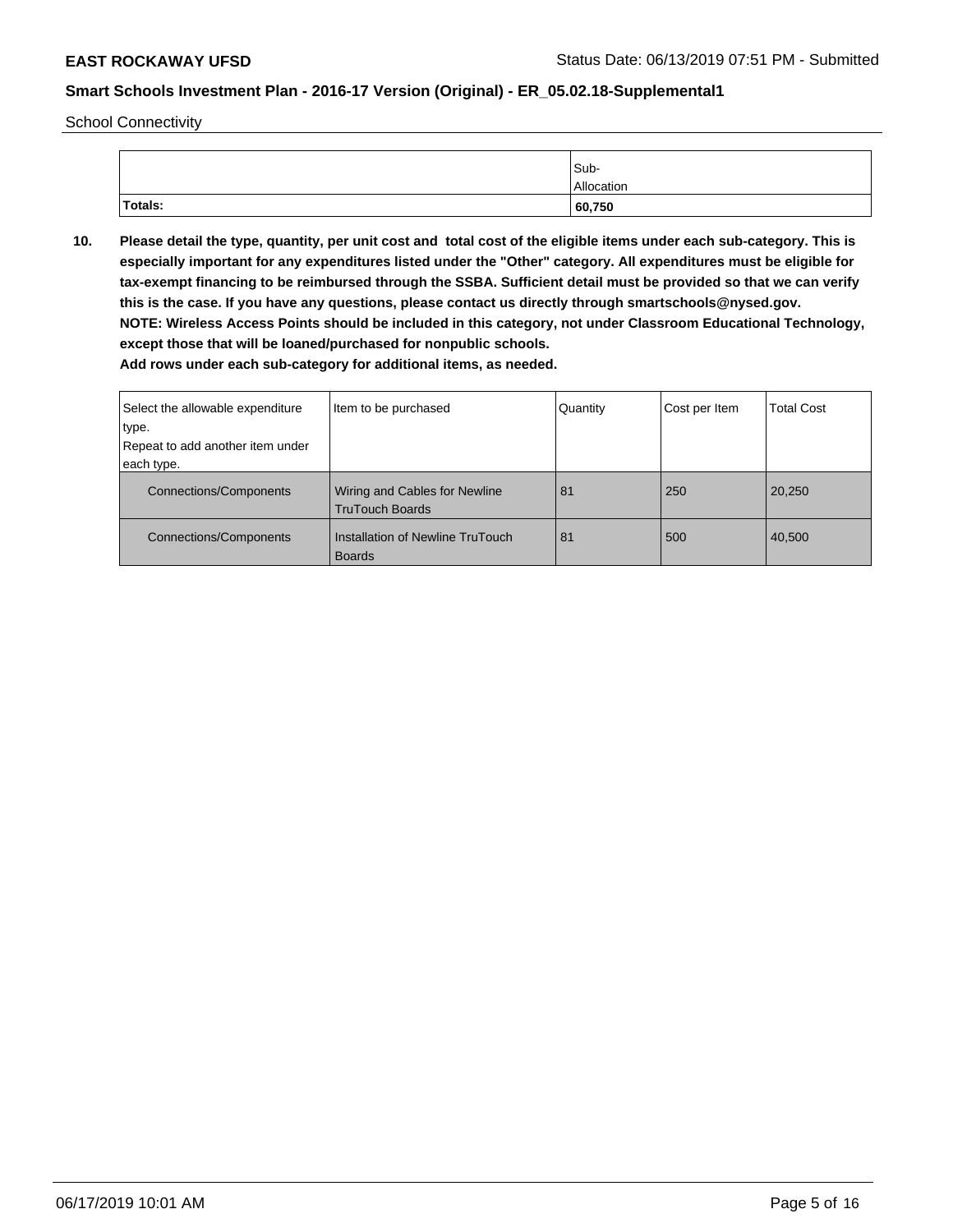School Connectivity

| | Sub-Allocation |
|---|---|
| **Totals:** | **60,750** |

**10. Please detail the type, quantity, per unit cost and total cost of the eligible items under each sub-category. This is especially important for any expenditures listed under the "Other" category. All expenditures must be eligible for tax-exempt financing to be reimbursed through the SSBA. Sufficient detail must be provided so that we can verify this is the case. If you have any questions, please contact us directly through smartschools@nysed.gov.**
**NOTE: Wireless Access Points should be included in this category, not under Classroom Educational Technology, except those that will be loaned/purchased for nonpublic schools.**
**Add rows under each sub-category for additional items, as needed.**

| Select the allowable expenditure type. Repeat to add another item under each type. | Item to be purchased | Quantity | Cost per Item | Total Cost |
|---|---|---|---|---|
| Connections/Components | Wiring and Cables for Newline TruTouch Boards | 81 | 250 | 20,250 |
| Connections/Components | Installation of Newline TruTouch Boards | 81 | 500 | 40,500 |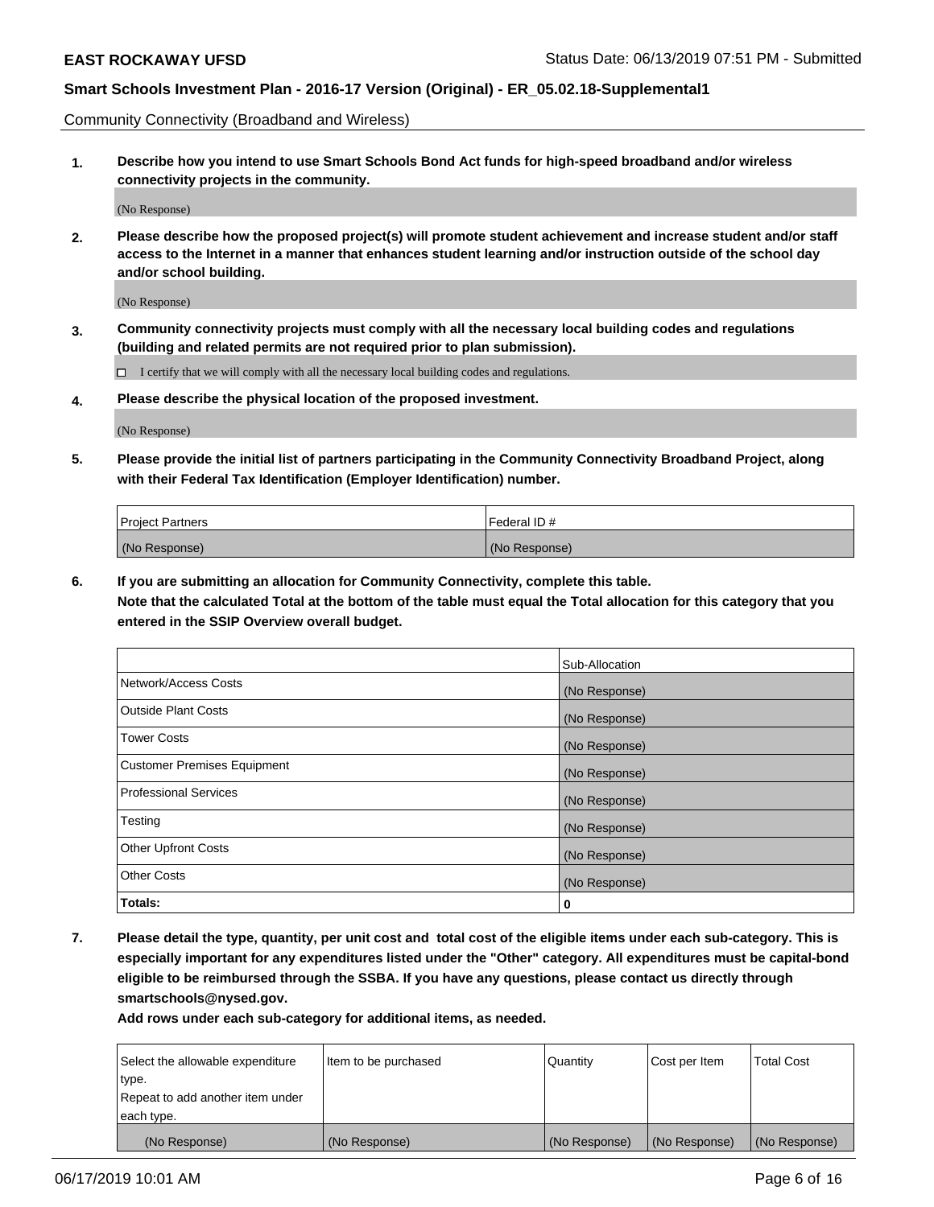Community Connectivity (Broadband and Wireless)

**1. Describe how you intend to use Smart Schools Bond Act funds for high-speed broadband and/or wireless connectivity projects in the community.**

(No Response)

**2. Please describe how the proposed project(s) will promote student achievement and increase student and/or staff access to the Internet in a manner that enhances student learning and/or instruction outside of the school day and/or school building.**

(No Response)

**3. Community connectivity projects must comply with all the necessary local building codes and regulations (building and related permits are not required prior to plan submission).**

☐ I certify that we will comply with all the necessary local building codes and regulations.

**4. Please describe the physical location of the proposed investment.**

(No Response)

**5. Please provide the initial list of partners participating in the Community Connectivity Broadband Project, along with their Federal Tax Identification (Employer Identification) number.**

| Project Partners | Federal ID # |
|---|---|
| (No Response) | (No Response) |

**6. If you are submitting an allocation for Community Connectivity, complete this table.**
**Note that the calculated Total at the bottom of the table must equal the Total allocation for this category that you entered in the SSIP Overview overall budget.**

| | Sub-Allocation |
|---|---|
| Network/Access Costs | (No Response) |
| Outside Plant Costs | (No Response) |
| Tower Costs | (No Response) |
| Customer Premises Equipment | (No Response) |
| Professional Services | (No Response) |
| Testing | (No Response) |
| Other Upfront Costs | (No Response) |
| Other Costs | (No Response) |
| **Totals:** | 0 |

**7. Please detail the type, quantity, per unit cost and total cost of the eligible items under each sub-category. This is especially important for any expenditures listed under the "Other" category. All expenditures must be capital-bond eligible to be reimbursed through the SSBA. If you have any questions, please contact us directly through smartschools@nysed.gov.**

**Add rows under each sub-category for additional items, as needed.**

| Select the allowable expenditure type. Repeat to add another item under each type. | Item to be purchased | Quantity | Cost per Item | Total Cost |
|---|---|---|---|---|
| (No Response) | (No Response) | (No Response) | (No Response) | (No Response) |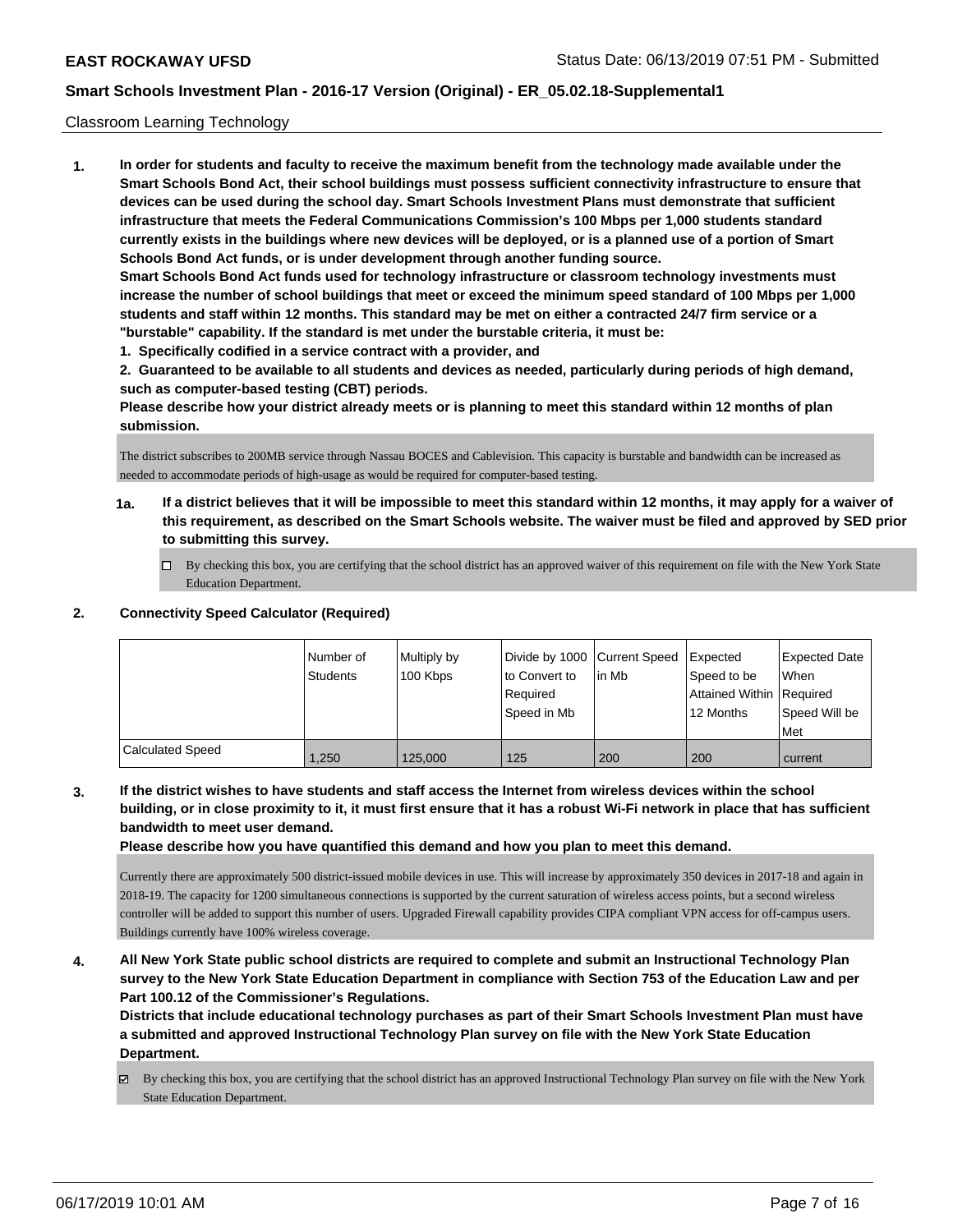Classroom Learning Technology

**1. In order for students and faculty to receive the maximum benefit from the technology made available under the Smart Schools Bond Act, their school buildings must possess sufficient connectivity infrastructure to ensure that devices can be used during the school day. Smart Schools Investment Plans must demonstrate that sufficient infrastructure that meets the Federal Communications Commission's 100 Mbps per 1,000 students standard currently exists in the buildings where new devices will be deployed, or is a planned use of a portion of Smart Schools Bond Act funds, or is under development through another funding source.**

**Smart Schools Bond Act funds used for technology infrastructure or classroom technology investments must increase the number of school buildings that meet or exceed the minimum speed standard of 100 Mbps per 1,000 students and staff within 12 months. This standard may be met on either a contracted 24/7 firm service or a "burstable" capability. If the standard is met under the burstable criteria, it must be:**

**1. Specifically codified in a service contract with a provider, and**

**2. Guaranteed to be available to all students and devices as needed, particularly during periods of high demand, such as computer-based testing (CBT) periods.**

**Please describe how your district already meets or is planning to meet this standard within 12 months of plan submission.**

The district subscribes to 200MB service through Nassau BOCES and Cablevision. This capacity is burstable and bandwidth can be increased as needed to accommodate periods of high-usage as would be required for computer-based testing.

**1a. If a district believes that it will be impossible to meet this standard within 12 months, it may apply for a waiver of this requirement, as described on the Smart Schools website. The waiver must be filed and approved by SED prior to submitting this survey.**

☐ By checking this box, you are certifying that the school district has an approved waiver of this requirement on file with the New York State Education Department.

**2. Connectivity Speed Calculator (Required)**

| | Number of Students | Multiply by 100 Kbps | Divide by 1000 to Convert to Required Speed in Mb | Current Speed in Mb | Expected Speed to be Attained Within 12 Months | Expected Date When Required Speed Will be Met |
|---|---|---|---|---|---|---|
| Calculated Speed | 1,250 | 125,000 | 125 | 200 | 200 | current |

**3. If the district wishes to have students and staff access the Internet from wireless devices within the school building, or in close proximity to it, it must first ensure that it has a robust Wi-Fi network in place that has sufficient bandwidth to meet user demand.**

**Please describe how you have quantified this demand and how you plan to meet this demand.**

Currently there are approximately 500 district-issued mobile devices in use. This will increase by approximately 350 devices in 2017-18 and again in 2018-19. The capacity for 1200 simultaneous connections is supported by the current saturation of wireless access points, but a second wireless controller will be added to support this number of users. Upgraded Firewall capability provides CIPA compliant VPN access for off-campus users. Buildings currently have 100% wireless coverage.

**4. All New York State public school districts are required to complete and submit an Instructional Technology Plan survey to the New York State Education Department in compliance with Section 753 of the Education Law and per Part 100.12 of the Commissioner's Regulations.**

**Districts that include educational technology purchases as part of their Smart Schools Investment Plan must have a submitted and approved Instructional Technology Plan survey on file with the New York State Education Department.**

☑ By checking this box, you are certifying that the school district has an approved Instructional Technology Plan survey on file with the New York State Education Department.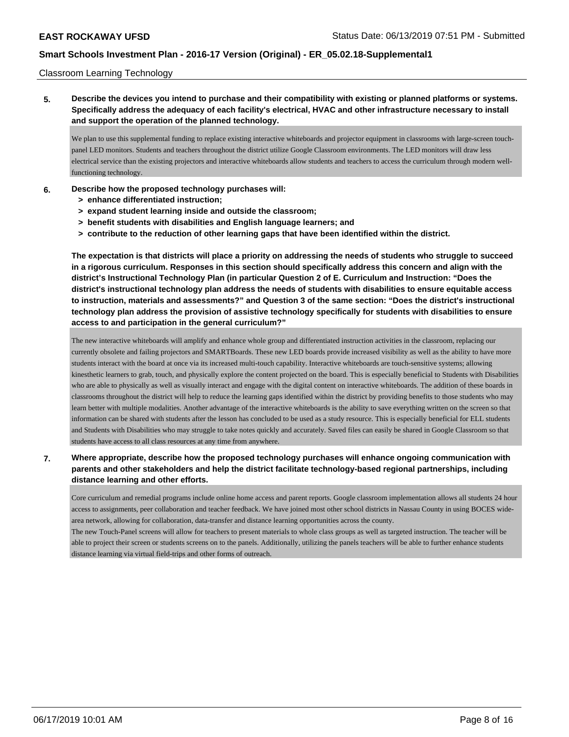Classroom Learning Technology

**5. Describe the devices you intend to purchase and their compatibility with existing or planned platforms or systems. Specifically address the adequacy of each facility's electrical, HVAC and other infrastructure necessary to install and support the operation of the planned technology.**

We plan to use this supplemental funding to replace existing interactive whiteboards and projector equipment in classrooms with large-screen touch-panel LED monitors. Students and teachers throughout the district utilize Google Classroom environments. The LED monitors will draw less electrical service than the existing projectors and interactive whiteboards allow students and teachers to access the curriculum through modern well-functioning technology.

**6. Describe how the proposed technology purchases will:**
- **> enhance differentiated instruction;**
- **> expand student learning inside and outside the classroom;**
- **> benefit students with disabilities and English language learners; and**
- **> contribute to the reduction of other learning gaps that have been identified within the district.**

**The expectation is that districts will place a priority on addressing the needs of students who struggle to succeed in a rigorous curriculum. Responses in this section should specifically address this concern and align with the district's Instructional Technology Plan (in particular Question 2 of E. Curriculum and Instruction: "Does the district's instructional technology plan address the needs of students with disabilities to ensure equitable access to instruction, materials and assessments?" and Question 3 of the same section: "Does the district's instructional technology plan address the provision of assistive technology specifically for students with disabilities to ensure access to and participation in the general curriculum?"**

The new interactive whiteboards will amplify and enhance whole group and differentiated instruction activities in the classroom, replacing our currently obsolete and failing projectors and SMARTBoards. These new LED boards provide increased visibility as well as the ability to have more students interact with the board at once via its increased multi-touch capability. Interactive whiteboards are touch-sensitive systems; allowing kinesthetic learners to grab, touch, and physically explore the content projected on the board. This is especially beneficial to Students with Disabilities who are able to physically as well as visually interact and engage with the digital content on interactive whiteboards. The addition of these boards in classrooms throughout the district will help to reduce the learning gaps identified within the district by providing benefits to those students who may learn better with multiple modalities. Another advantage of the interactive whiteboards is the ability to save everything written on the screen so that information can be shared with students after the lesson has concluded to be used as a study resource. This is especially beneficial for ELL students and Students with Disabilities who may struggle to take notes quickly and accurately. Saved files can easily be shared in Google Classroom so that students have access to all class resources at any time from anywhere.

**7. Where appropriate, describe how the proposed technology purchases will enhance ongoing communication with parents and other stakeholders and help the district facilitate technology-based regional partnerships, including distance learning and other efforts.**

Core curriculum and remedial programs include online home access and parent reports. Google classroom implementation allows all students 24 hour access to assignments, peer collaboration and teacher feedback. We have joined most other school districts in Nassau County in using BOCES wide-area network, allowing for collaboration, data-transfer and distance learning opportunities across the county.
The new Touch-Panel screens will allow for teachers to present materials to whole class groups as well as targeted instruction. The teacher will be able to project their screen or students screens on to the panels. Additionally, utilizing the panels teachers will be able to further enhance students distance learning via virtual field-trips and other forms of outreach.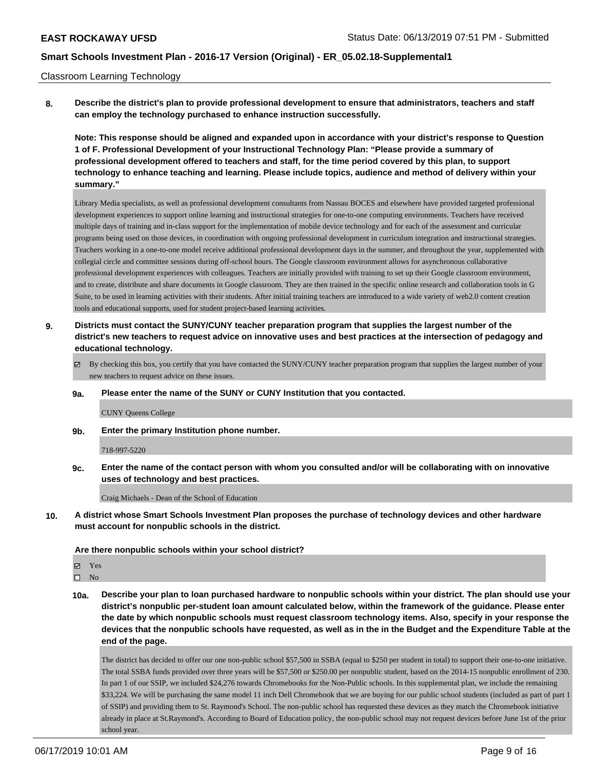Classroom Learning Technology

**8. Describe the district's plan to provide professional development to ensure that administrators, teachers and staff can employ the technology purchased to enhance instruction successfully.**

**Note: This response should be aligned and expanded upon in accordance with your district's response to Question 1 of F. Professional Development of your Instructional Technology Plan: "Please provide a summary of professional development offered to teachers and staff, for the time period covered by this plan, to support technology to enhance teaching and learning. Please include topics, audience and method of delivery within your summary."**

Library Media specialists, as well as professional development consultants from Nassau BOCES and elsewhere have provided targeted professional development experiences to support online learning and instructional strategies for one-to-one computing environments. Teachers have received multiple days of training and in-class support for the implementation of mobile device technology and for each of the assessment and curricular programs being used on those devices, in coordination with ongoing professional development in curriculum integration and instructional strategies. Teachers working in a one-to-one model receive additional professional development days in the summer, and throughout the year, supplemented with collegial circle and committee sessions during off-school hours. The Google classroom environment allows for asynchronous collaborative professional development experiences with colleagues. Teachers are initially provided with training to set up their Google classroom environment, and to create, distribute and share documents in Google classroom. They are then trained in the specific online research and collaboration tools in G Suite, to be used in learning activities with their students. After initial training teachers are introduced to a wide variety of web2.0 content creation tools and educational supports, used for student project-based learning activities.

**9. Districts must contact the SUNY/CUNY teacher preparation program that supplies the largest number of the district's new teachers to request advice on innovative uses and best practices at the intersection of pedagogy and educational technology.**

☑ By checking this box, you certify that you have contacted the SUNY/CUNY teacher preparation program that supplies the largest number of your new teachers to request advice on these issues.

**9a. Please enter the name of the SUNY or CUNY Institution that you contacted.**

CUNY Queens College

**9b. Enter the primary Institution phone number.**

718-997-5220

**9c. Enter the name of the contact person with whom you consulted and/or will be collaborating with on innovative uses of technology and best practices.**

Craig Michaels - Dean of the School of Education

**10. A district whose Smart Schools Investment Plan proposes the purchase of technology devices and other hardware must account for nonpublic schools in the district.**

**Are there nonpublic schools within your school district?**

☑ Yes
☐ No

**10a. Describe your plan to loan purchased hardware to nonpublic schools within your district. The plan should use your district's nonpublic per-student loan amount calculated below, within the framework of the guidance. Please enter the date by which nonpublic schools must request classroom technology items. Also, specify in your response the devices that the nonpublic schools have requested, as well as in the in the Budget and the Expenditure Table at the end of the page.**

The district has decided to offer our one non-public school $57,500 in SSBA (equal to $250 per student in total) to support their one-to-one initiative. The total SSBA funds provided over three years will be $57,500 or $250.00 per nonpublic student, based on the 2014-15 nonpublic enrollment of 230. In part 1 of our SSIP, we included $24,276 towards Chromebooks for the Non-Public schools. In this supplemental plan, we include the remaining $33,224. We will be purchasing the same model 11 inch Dell Chromebook that we are buying for our public school students (included as part of part 1 of SSIP) and providing them to St. Raymond's School. The non-public school has requested these devices as they match the Chromebook initiative already in place at St.Raymond's. According to Board of Education policy, the non-public school may not request devices before June 1st of the prior school year.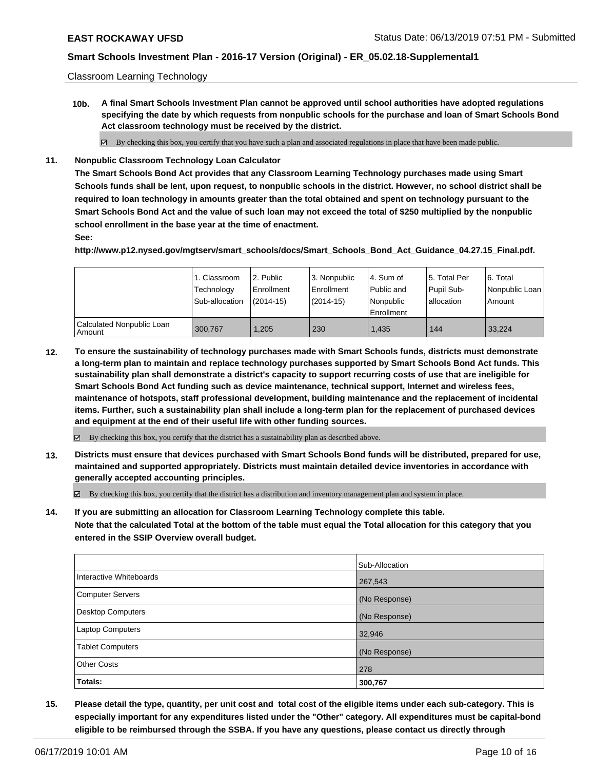Classroom Learning Technology

**10b. A final Smart Schools Investment Plan cannot be approved until school authorities have adopted regulations specifying the date by which requests from nonpublic schools for the purchase and loan of Smart Schools Bond Act classroom technology must be received by the district.**

☑ By checking this box, you certify that you have such a plan and associated regulations in place that have been made public.

**11. Nonpublic Classroom Technology Loan Calculator**

**The Smart Schools Bond Act provides that any Classroom Learning Technology purchases made using Smart Schools funds shall be lent, upon request, to nonpublic schools in the district. However, no school district shall be required to loan technology in amounts greater than the total obtained and spent on technology pursuant to the Smart Schools Bond Act and the value of such loan may not exceed the total of $250 multiplied by the nonpublic school enrollment in the base year at the time of enactment.**

**See:**

**http://www.p12.nysed.gov/mgtserv/smart_schools/docs/Smart_Schools_Bond_Act_Guidance_04.27.15_Final.pdf.**

| | 1. Classroom Technology Sub-allocation | 2. Public Enrollment (2014-15) | 3. Nonpublic Enrollment (2014-15) | 4. Sum of Public and Nonpublic Enrollment | 5. Total Per Pupil Sub-allocation | 6. Total Nonpublic Loan Amount |
|---|---|---|---|---|---|---|
| Calculated Nonpublic Loan Amount | 300,767 | 1,205 | 230 | 1,435 | 144 | 33,224 |

**12. To ensure the sustainability of technology purchases made with Smart Schools funds, districts must demonstrate a long-term plan to maintain and replace technology purchases supported by Smart Schools Bond Act funds. This sustainability plan shall demonstrate a district's capacity to support recurring costs of use that are ineligible for Smart Schools Bond Act funding such as device maintenance, technical support, Internet and wireless fees, maintenance of hotspots, staff professional development, building maintenance and the replacement of incidental items. Further, such a sustainability plan shall include a long-term plan for the replacement of purchased devices and equipment at the end of their useful life with other funding sources.**

☑ By checking this box, you certify that the district has a sustainability plan as described above.

**13. Districts must ensure that devices purchased with Smart Schools Bond funds will be distributed, prepared for use, maintained and supported appropriately. Districts must maintain detailed device inventories in accordance with generally accepted accounting principles.**

☑ By checking this box, you certify that the district has a distribution and inventory management plan and system in place.

**14. If you are submitting an allocation for Classroom Learning Technology complete this table. Note that the calculated Total at the bottom of the table must equal the Total allocation for this category that you entered in the SSIP Overview overall budget.**

| | Sub-Allocation |
|---|---|
| Interactive Whiteboards | 267,543 |
| Computer Servers | (No Response) |
| Desktop Computers | (No Response) |
| Laptop Computers | 32,946 |
| Tablet Computers | (No Response) |
| Other Costs | 278 |
| **Totals:** | **300,767** |

**15. Please detail the type, quantity, per unit cost and total cost of the eligible items under each sub-category. This is especially important for any expenditures listed under the "Other" category. All expenditures must be capital-bond eligible to be reimbursed through the SSBA. If you have any questions, please contact us directly through**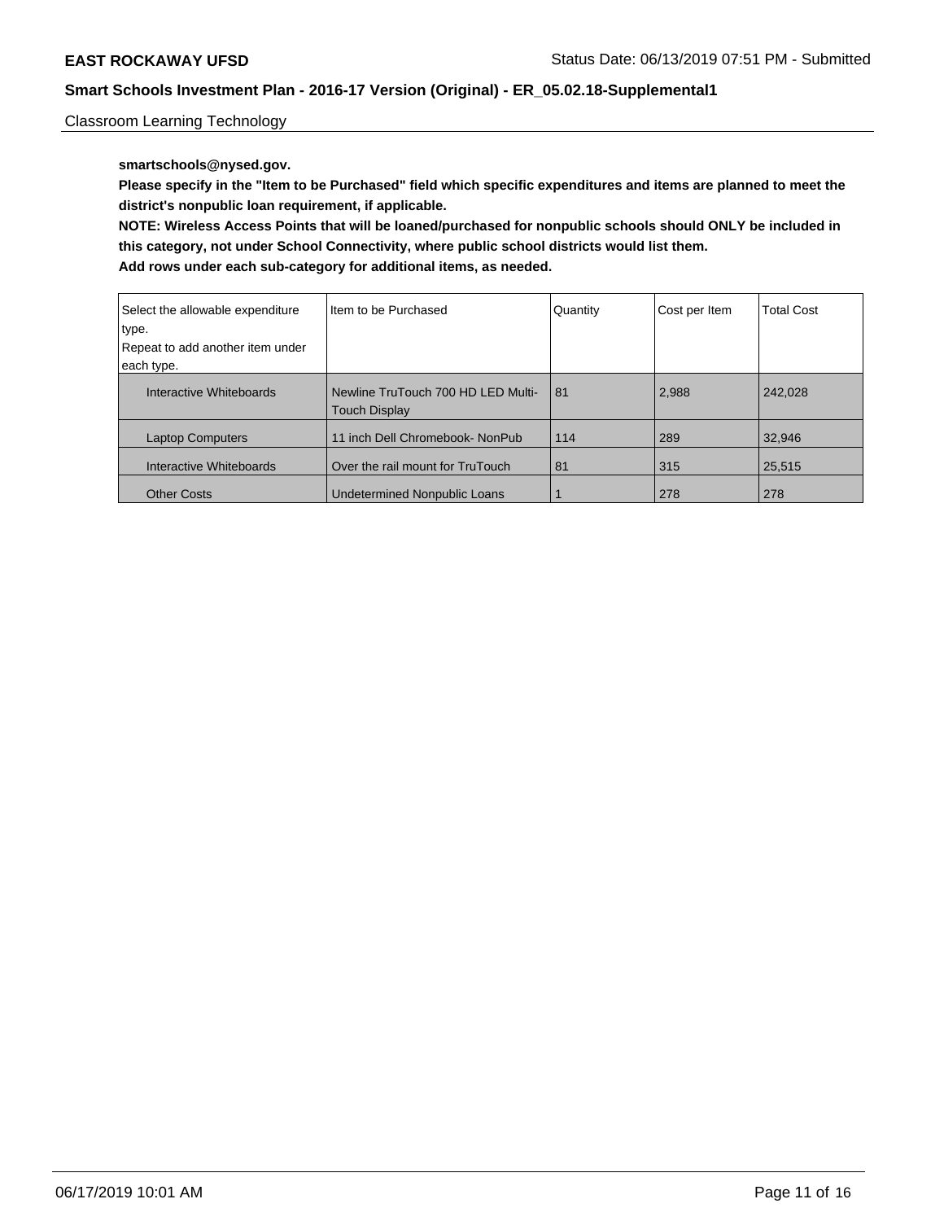Classroom Learning Technology

**smartschools@nysed.gov.**

**Please specify in the "Item to be Purchased" field which specific expenditures and items are planned to meet the district's nonpublic loan requirement, if applicable.**

**NOTE: Wireless Access Points that will be loaned/purchased for nonpublic schools should ONLY be included in this category, not under School Connectivity, where public school districts would list them.**

**Add rows under each sub-category for additional items, as needed.**

| Select the allowable expenditure type. Repeat to add another item under each type. | Item to be Purchased | Quantity | Cost per Item | Total Cost |
|---|---|---|---|---|
| Interactive Whiteboards | Newline TruTouch 700 HD LED Multi-Touch Display | 81 | 2,988 | 242,028 |
| Laptop Computers | 11 inch Dell Chromebook- NonPub | 114 | 289 | 32,946 |
| Interactive Whiteboards | Over the rail mount for TruTouch | 81 | 315 | 25,515 |
| Other Costs | Undetermined Nonpublic Loans | 1 | 278 | 278 |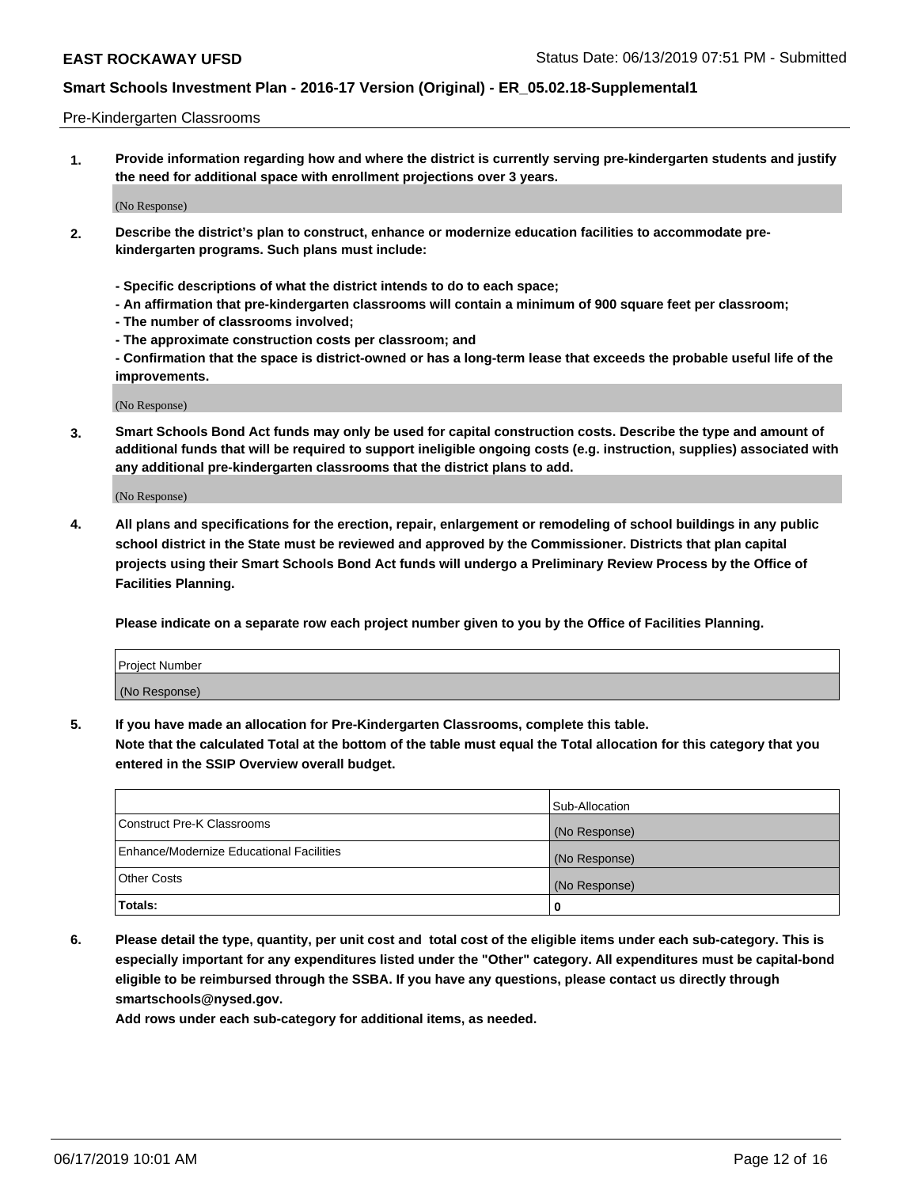Pre-Kindergarten Classrooms

**1. Provide information regarding how and where the district is currently serving pre-kindergarten students and justify the need for additional space with enrollment projections over 3 years.**

(No Response)

**2. Describe the district's plan to construct, enhance or modernize education facilities to accommodate pre-kindergarten programs. Such plans must include:**

**- Specific descriptions of what the district intends to do to each space;**
**- An affirmation that pre-kindergarten classrooms will contain a minimum of 900 square feet per classroom;**
**- The number of classrooms involved;**
**- The approximate construction costs per classroom; and**
**- Confirmation that the space is district-owned or has a long-term lease that exceeds the probable useful life of the improvements.**

(No Response)

**3. Smart Schools Bond Act funds may only be used for capital construction costs. Describe the type and amount of additional funds that will be required to support ineligible ongoing costs (e.g. instruction, supplies) associated with any additional pre-kindergarten classrooms that the district plans to add.**

(No Response)

**4. All plans and specifications for the erection, repair, enlargement or remodeling of school buildings in any public school district in the State must be reviewed and approved by the Commissioner. Districts that plan capital projects using their Smart Schools Bond Act funds will undergo a Preliminary Review Process by the Office of Facilities Planning.**

**Please indicate on a separate row each project number given to you by the Office of Facilities Planning.**

| Project Number |
|---|
| (No Response) |

**5. If you have made an allocation for Pre-Kindergarten Classrooms, complete this table.**
**Note that the calculated Total at the bottom of the table must equal the Total allocation for this category that you entered in the SSIP Overview overall budget.**

| | Sub-Allocation |
|---|---|
| Construct Pre-K Classrooms | (No Response) |
| Enhance/Modernize Educational Facilities | (No Response) |
| Other Costs | (No Response) |
| **Totals:** | **0** |

**6. Please detail the type, quantity, per unit cost and total cost of the eligible items under each sub-category. This is especially important for any expenditures listed under the "Other" category. All expenditures must be capital-bond eligible to be reimbursed through the SSBA. If you have any questions, please contact us directly through smartschools@nysed.gov.**
**Add rows under each sub-category for additional items, as needed.**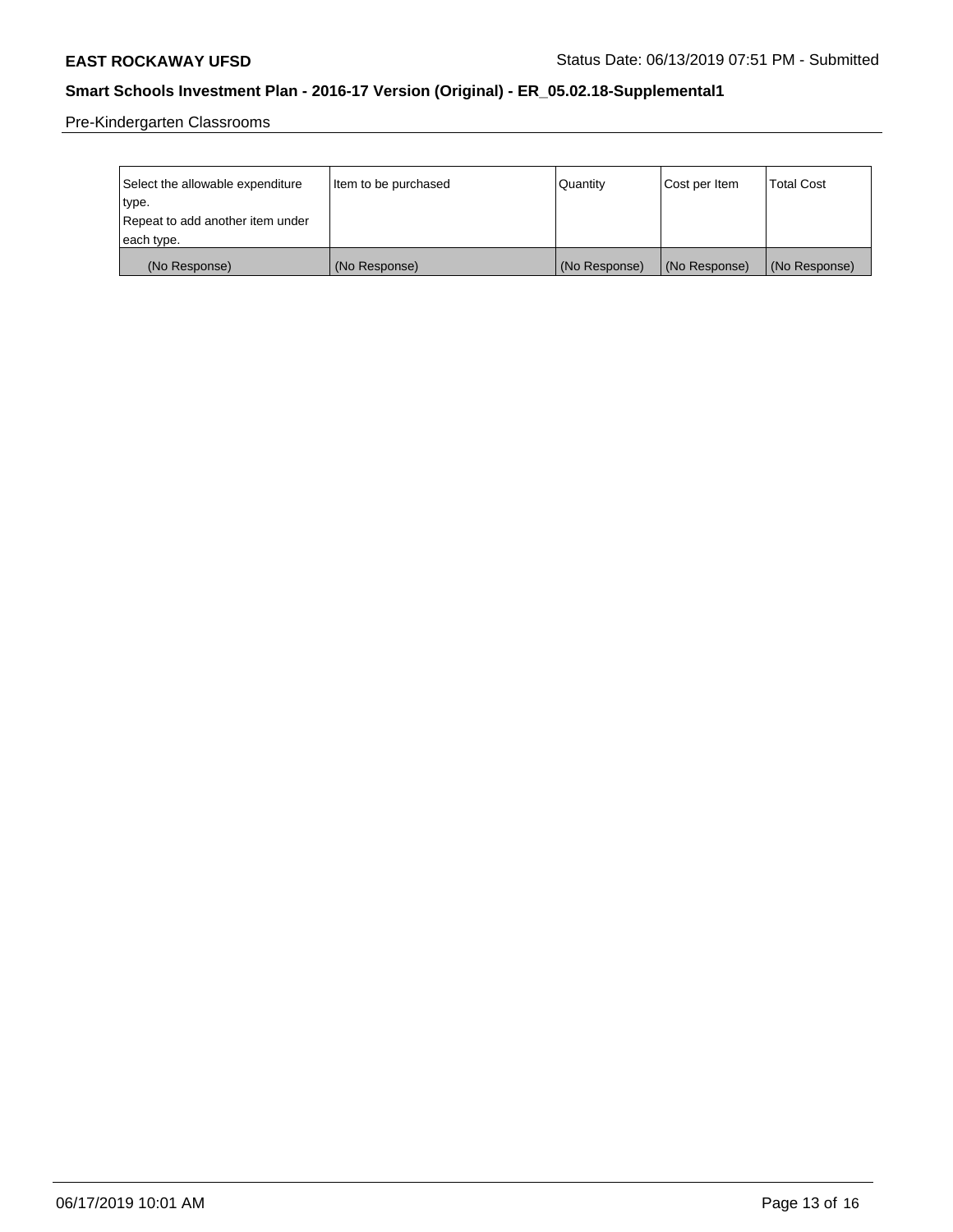Pre-Kindergarten Classrooms

| Select the allowable expenditure type. Repeat to add another item under each type. | Item to be purchased | Quantity | Cost per Item | Total Cost |
| --- | --- | --- | --- | --- |
| (No Response) | (No Response) | (No Response) | (No Response) | (No Response) |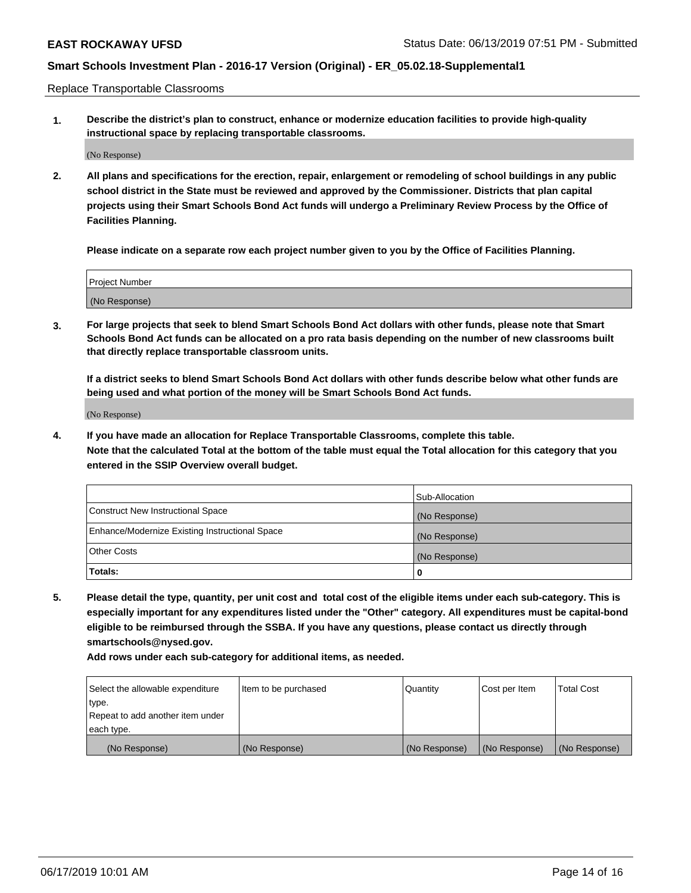Replace Transportable Classrooms

**1. Describe the district's plan to construct, enhance or modernize education facilities to provide high-quality instructional space by replacing transportable classrooms.**

(No Response)

**2. All plans and specifications for the erection, repair, enlargement or remodeling of school buildings in any public school district in the State must be reviewed and approved by the Commissioner. Districts that plan capital projects using their Smart Schools Bond Act funds will undergo a Preliminary Review Process by the Office of Facilities Planning.**

**Please indicate on a separate row each project number given to you by the Office of Facilities Planning.**

| Project Number |
|---|
| (No Response) |

**3. For large projects that seek to blend Smart Schools Bond Act dollars with other funds, please note that Smart Schools Bond Act funds can be allocated on a pro rata basis depending on the number of new classrooms built that directly replace transportable classroom units.**

**If a district seeks to blend Smart Schools Bond Act dollars with other funds describe below what other funds are being used and what portion of the money will be Smart Schools Bond Act funds.**

(No Response)

**4. If you have made an allocation for Replace Transportable Classrooms, complete this table.**
**Note that the calculated Total at the bottom of the table must equal the Total allocation for this category that you entered in the SSIP Overview overall budget.**

| | Sub-Allocation |
|---|---|
| Construct New Instructional Space | (No Response) |
| Enhance/Modernize Existing Instructional Space | (No Response) |
| Other Costs | (No Response) |
| **Totals:** | **0** |

**5. Please detail the type, quantity, per unit cost and total cost of the eligible items under each sub-category. This is especially important for any expenditures listed under the "Other" category. All expenditures must be capital-bond eligible to be reimbursed through the SSBA. If you have any questions, please contact us directly through smartschools@nysed.gov.**

**Add rows under each sub-category for additional items, as needed.**

| Select the allowable expenditure type. Repeat to add another item under each type. | Item to be purchased | Quantity | Cost per Item | Total Cost |
|---|---|---|---|---|
| (No Response) | (No Response) | (No Response) | (No Response) | (No Response) |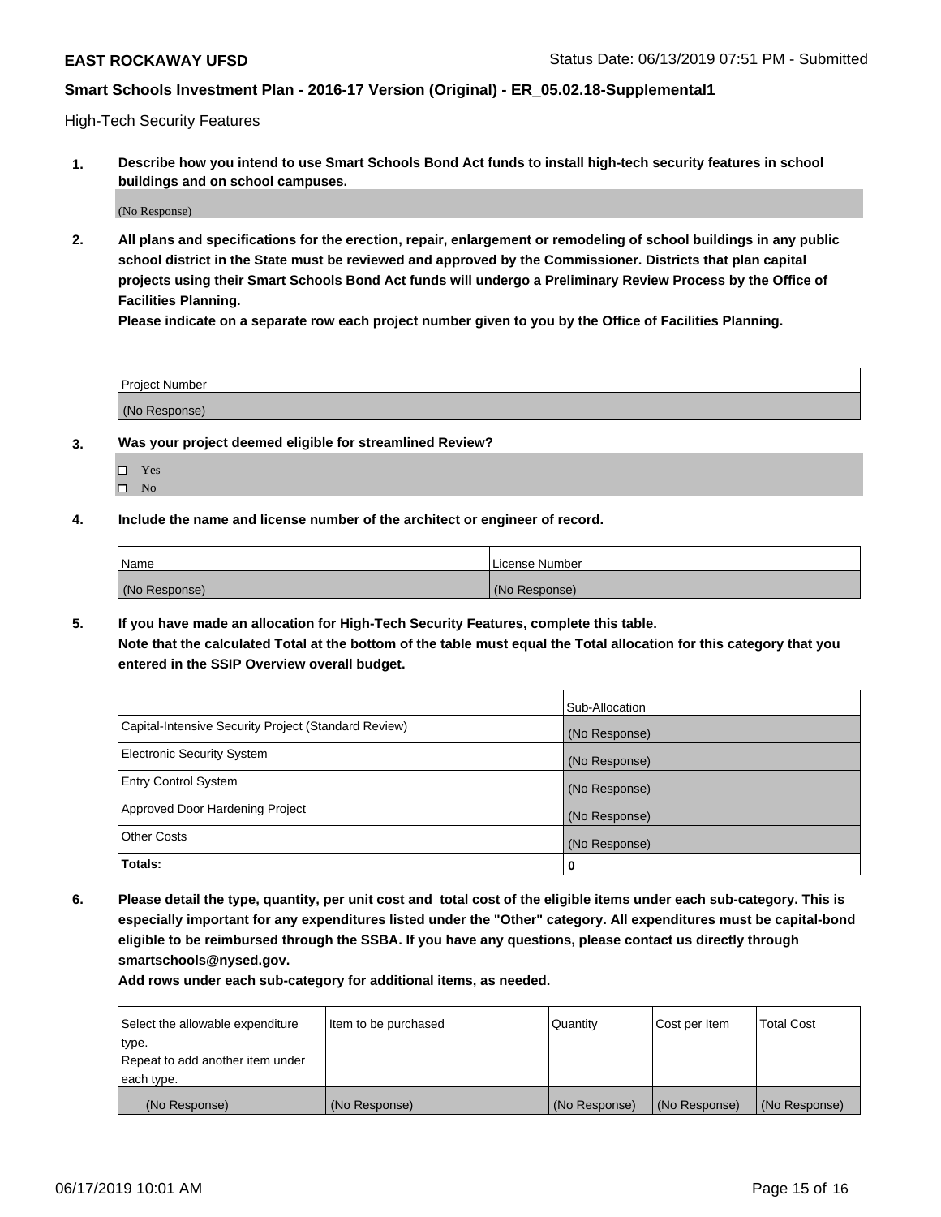High-Tech Security Features

**1. Describe how you intend to use Smart Schools Bond Act funds to install high-tech security features in school buildings and on school campuses.**

(No Response)

**2. All plans and specifications for the erection, repair, enlargement or remodeling of school buildings in any public school district in the State must be reviewed and approved by the Commissioner. Districts that plan capital projects using their Smart Schools Bond Act funds will undergo a Preliminary Review Process by the Office of Facilities Planning.**

**Please indicate on a separate row each project number given to you by the Office of Facilities Planning.**

| Project Number |
| --- |
| (No Response) |

**3. Was your project deemed eligible for streamlined Review?**

- ☐ Yes
- ☐ No

**4. Include the name and license number of the architect or engineer of record.**

| Name | License Number |
| --- | --- |
| (No Response) | (No Response) |

**5. If you have made an allocation for High-Tech Security Features, complete this table.**
**Note that the calculated Total at the bottom of the table must equal the Total allocation for this category that you entered in the SSIP Overview overall budget.**

| | Sub-Allocation |
| --- | --- |
| Capital-Intensive Security Project (Standard Review) | (No Response) |
| Electronic Security System | (No Response) |
| Entry Control System | (No Response) |
| Approved Door Hardening Project | (No Response) |
| Other Costs | (No Response) |
| **Totals:** | 0 |

**6. Please detail the type, quantity, per unit cost and total cost of the eligible items under each sub-category. This is especially important for any expenditures listed under the "Other" category. All expenditures must be capital-bond eligible to be reimbursed through the SSBA. If you have any questions, please contact us directly through smartschools@nysed.gov.**

**Add rows under each sub-category for additional items, as needed.**

| Select the allowable expenditure type. Repeat to add another item under each type. | Item to be purchased | Quantity | Cost per Item | Total Cost |
| --- | --- | --- | --- | --- |
| (No Response) | (No Response) | (No Response) | (No Response) | (No Response) |